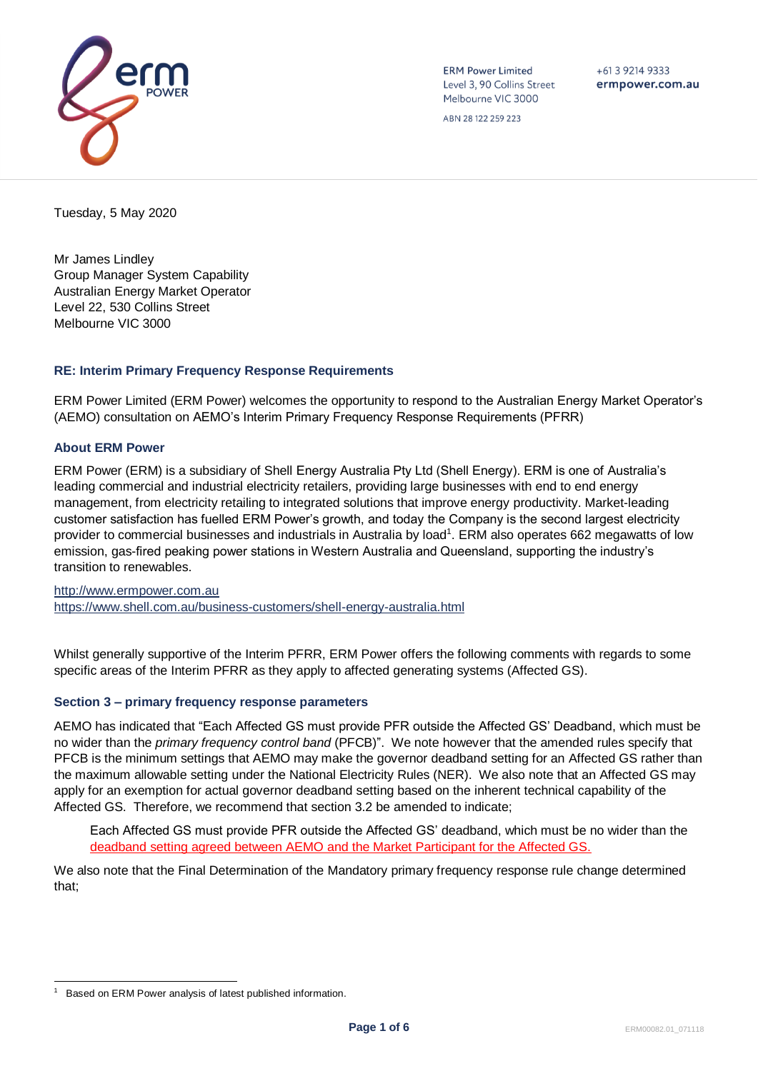ERM Power Limited
Level 3, 90 Collins Street
Melbourne VIC 3000

ABN 28 122 259 223

+61 3 9214 9333
ermpower.com.au

Tuesday, 5 May 2020

Mr James Lindley
Group Manager System Capability
Australian Energy Market Operator
Level 22, 530 Collins Street
Melbourne VIC 3000

### RE: Interim Primary Frequency Response Requirements

ERM Power Limited (ERM Power) welcomes the opportunity to respond to the Australian Energy Market Operator's (AEMO) consultation on AEMO's Interim Primary Frequency Response Requirements (PFRR)

### About ERM Power

ERM Power (ERM) is a subsidiary of Shell Energy Australia Pty Ltd (Shell Energy). ERM is one of Australia's leading commercial and industrial electricity retailers, providing large businesses with end to end energy management, from electricity retailing to integrated solutions that improve energy productivity. Market-leading customer satisfaction has fuelled ERM Power's growth, and today the Company is the second largest electricity provider to commercial businesses and industrials in Australia by load[1]. ERM also operates 662 megawatts of low emission, gas-fired peaking power stations in Western Australia and Queensland, supporting the industry's transition to renewables.

http://www.ermpower.com.au
https://www.shell.com.au/business-customers/shell-energy-australia.html

Whilst generally supportive of the Interim PFRR, ERM Power offers the following comments with regards to some specific areas of the Interim PFRR as they apply to affected generating systems (Affected GS).

### Section 3 – primary frequency response parameters

AEMO has indicated that "Each Affected GS must provide PFR outside the Affected GS' Deadband, which must be no wider than the *primary frequency control band* (PFCB)". We note however that the amended rules specify that PFCB is the minimum settings that AEMO may make the governor deadband setting for an Affected GS rather than the maximum allowable setting under the National Electricity Rules (NER). We also note that an Affected GS may apply for an exemption for actual governor deadband setting based on the inherent technical capability of the Affected GS. Therefore, we recommend that section 3.2 be amended to indicate;

> Each Affected GS must provide PFR outside the Affected GS' deadband, which must be no wider than the deadband setting agreed between AEMO and the Market Participant for the Affected GS.

We also note that the Final Determination of the Mandatory primary frequency response rule change determined that;

[1] Based on ERM Power analysis of latest published information.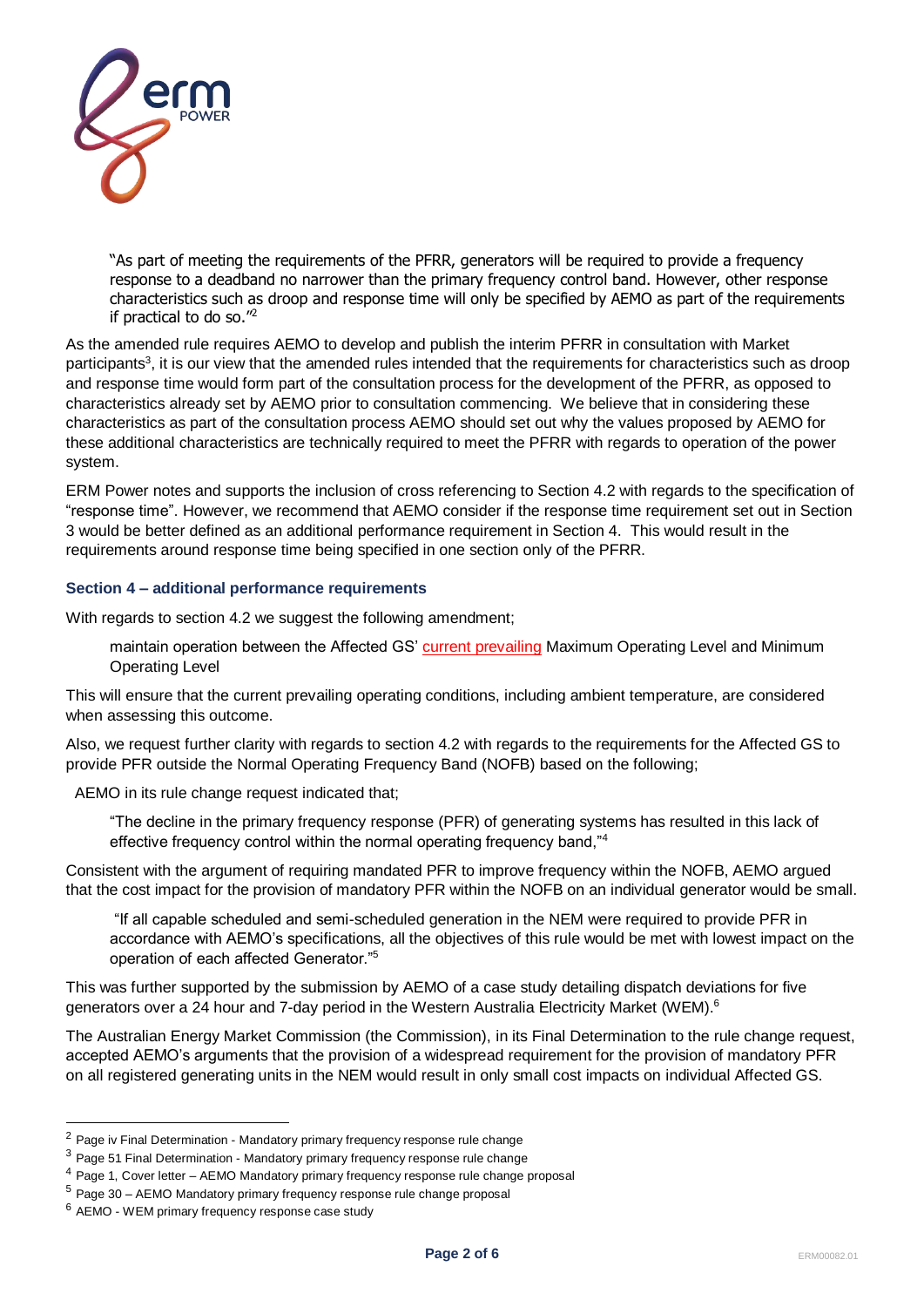> "As part of meeting the requirements of the PFRR, generators will be required to provide a frequency response to a deadband no narrower than the primary frequency control band. However, other response characteristics such as droop and response time will only be specified by AEMO as part of the requirements if practical to do so."[2]

As the amended rule requires AEMO to develop and publish the interim PFRR in consultation with Market participants[3], it is our view that the amended rules intended that the requirements for characteristics such as droop and response time would form part of the consultation process for the development of the PFRR, as opposed to characteristics already set by AEMO prior to consultation commencing. We believe that in considering these characteristics as part of the consultation process AEMO should set out why the values proposed by AEMO for these additional characteristics are technically required to meet the PFRR with regards to operation of the power system.

ERM Power notes and supports the inclusion of cross referencing to Section 4.2 with regards to the specification of "response time". However, we recommend that AEMO consider if the response time requirement set out in Section 3 would be better defined as an additional performance requirement in Section 4. This would result in the requirements around response time being specified in one section only of the PFRR.

### Section 4 – additional performance requirements

With regards to section 4.2 we suggest the following amendment;

> maintain operation between the Affected GS' current prevailing Maximum Operating Level and Minimum Operating Level

This will ensure that the current prevailing operating conditions, including ambient temperature, are considered when assessing this outcome.

Also, we request further clarity with regards to section 4.2 with regards to the requirements for the Affected GS to provide PFR outside the Normal Operating Frequency Band (NOFB) based on the following;

AEMO in its rule change request indicated that;

> "The decline in the primary frequency response (PFR) of generating systems has resulted in this lack of effective frequency control within the normal operating frequency band,"[4]

Consistent with the argument of requiring mandated PFR to improve frequency within the NOFB, AEMO argued that the cost impact for the provision of mandatory PFR within the NOFB on an individual generator would be small.

> "If all capable scheduled and semi-scheduled generation in the NEM were required to provide PFR in accordance with AEMO's specifications, all the objectives of this rule would be met with lowest impact on the operation of each affected Generator."[5]

This was further supported by the submission by AEMO of a case study detailing dispatch deviations for five generators over a 24 hour and 7-day period in the Western Australia Electricity Market (WEM).[6]

The Australian Energy Market Commission (the Commission), in its Final Determination to the rule change request, accepted AEMO's arguments that the provision of a widespread requirement for the provision of mandatory PFR on all registered generating units in the NEM would result in only small cost impacts on individual Affected GS.

---

[2] Page iv Final Determination - Mandatory primary frequency response rule change

[3] Page 51 Final Determination - Mandatory primary frequency response rule change

[4] Page 1, Cover letter – AEMO Mandatory primary frequency response rule change proposal

[5] Page 30 – AEMO Mandatory primary frequency response rule change proposal

[6] AEMO - WEM primary frequency response case study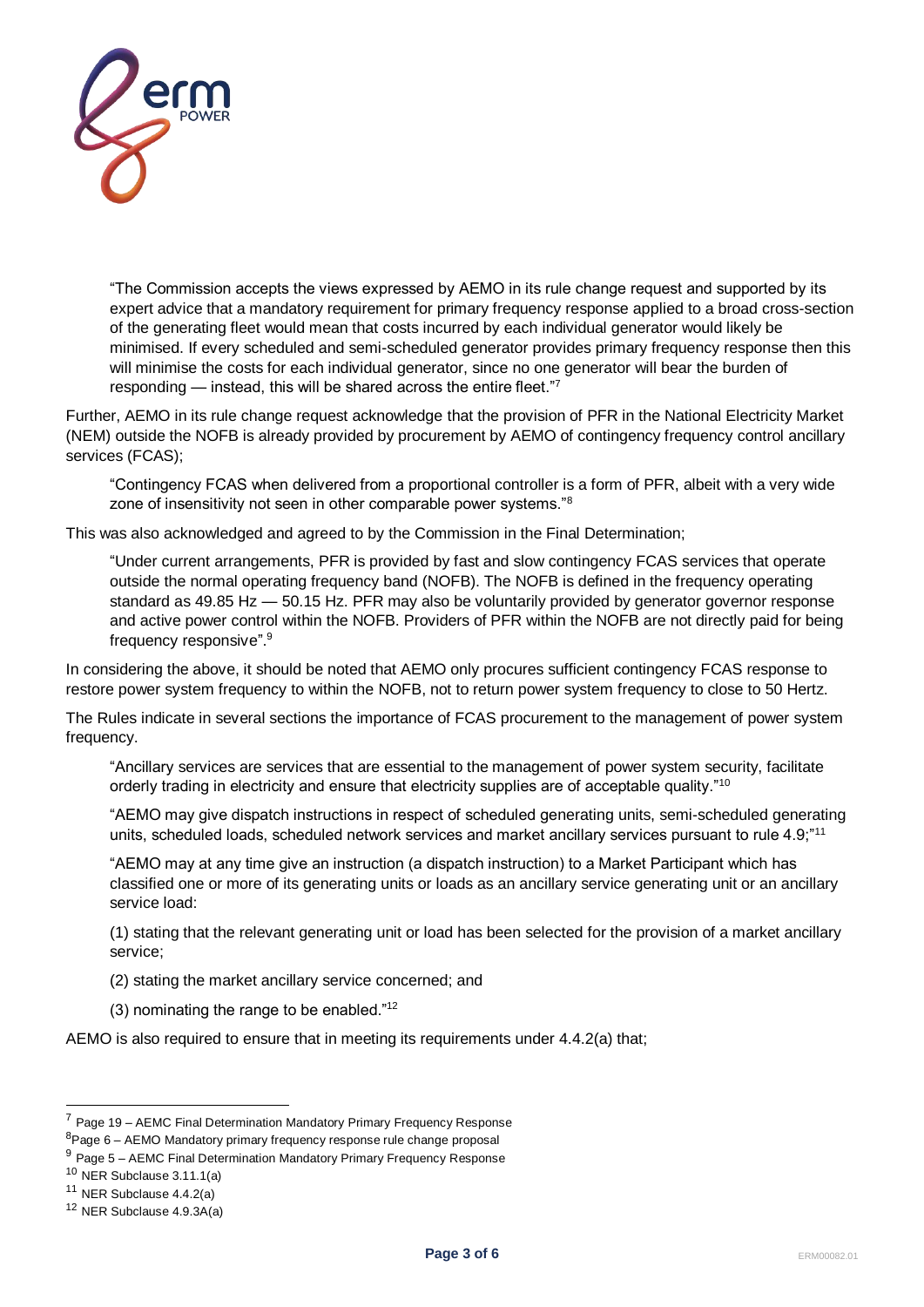> "The Commission accepts the views expressed by AEMO in its rule change request and supported by its expert advice that a mandatory requirement for primary frequency response applied to a broad cross-section of the generating fleet would mean that costs incurred by each individual generator would likely be minimised. If every scheduled and semi-scheduled generator provides primary frequency response then this will minimise the costs for each individual generator, since no one generator will bear the burden of responding — instead, this will be shared across the entire fleet."[7]

Further, AEMO in its rule change request acknowledge that the provision of PFR in the National Electricity Market (NEM) outside the NOFB is already provided by procurement by AEMO of contingency frequency control ancillary services (FCAS);

> "Contingency FCAS when delivered from a proportional controller is a form of PFR, albeit with a very wide zone of insensitivity not seen in other comparable power systems."[8]

This was also acknowledged and agreed to by the Commission in the Final Determination;

> "Under current arrangements, PFR is provided by fast and slow contingency FCAS services that operate outside the normal operating frequency band (NOFB). The NOFB is defined in the frequency operating standard as 49.85 Hz — 50.15 Hz. PFR may also be voluntarily provided by generator governor response and active power control within the NOFB. Providers of PFR within the NOFB are not directly paid for being frequency responsive".[9]

In considering the above, it should be noted that AEMO only procures sufficient contingency FCAS response to restore power system frequency to within the NOFB, not to return power system frequency to close to 50 Hertz.

The Rules indicate in several sections the importance of FCAS procurement to the management of power system frequency.

> "Ancillary services are services that are essential to the management of power system security, facilitate orderly trading in electricity and ensure that electricity supplies are of acceptable quality."[10]

> "AEMO may give dispatch instructions in respect of scheduled generating units, semi-scheduled generating units, scheduled loads, scheduled network services and market ancillary services pursuant to rule 4.9;"[11]

> "AEMO may at any time give an instruction (a dispatch instruction) to a Market Participant which has classified one or more of its generating units or loads as an ancillary service generating unit or an ancillary service load:
>
> (1) stating that the relevant generating unit or load has been selected for the provision of a market ancillary service;
>
> (2) stating the market ancillary service concerned; and
>
> (3) nominating the range to be enabled."[12]

AEMO is also required to ensure that in meeting its requirements under 4.4.2(a) that;

---

[7] Page 19 – AEMC Final Determination Mandatory Primary Frequency Response

[8] Page 6 – AEMO Mandatory primary frequency response rule change proposal

[9] Page 5 – AEMC Final Determination Mandatory Primary Frequency Response

[10] NER Subclause 3.11.1(a)

[11] NER Subclause 4.4.2(a)

[12] NER Subclause 4.9.3A(a)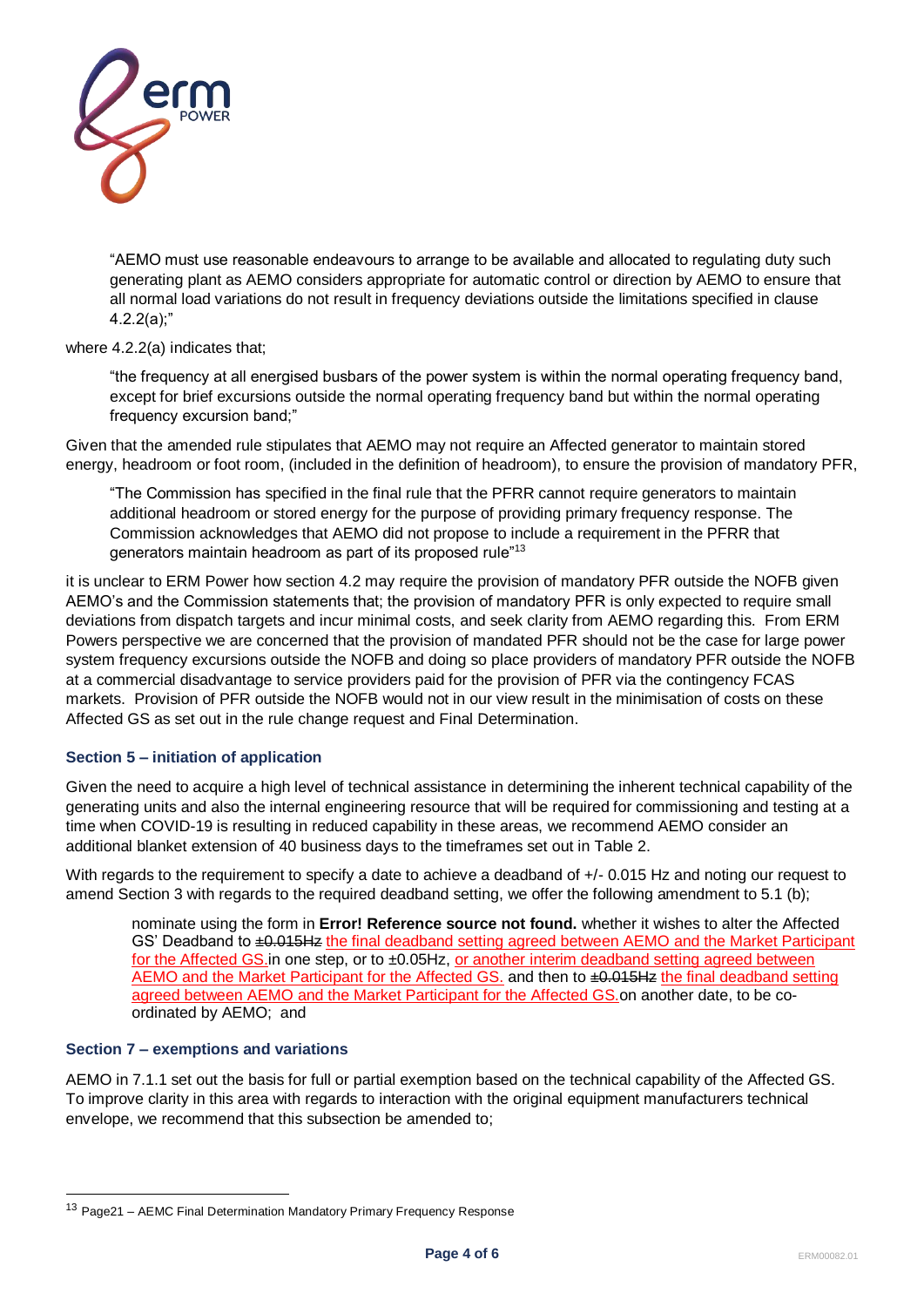> "AEMO must use reasonable endeavours to arrange to be available and allocated to regulating duty such generating plant as AEMO considers appropriate for automatic control or direction by AEMO to ensure that all normal load variations do not result in frequency deviations outside the limitations specified in clause 4.2.2(a);"

where 4.2.2(a) indicates that;

> "the frequency at all energised busbars of the power system is within the normal operating frequency band, except for brief excursions outside the normal operating frequency band but within the normal operating frequency excursion band;"

Given that the amended rule stipulates that AEMO may not require an Affected generator to maintain stored energy, headroom or foot room, (included in the definition of headroom), to ensure the provision of mandatory PFR,

> "The Commission has specified in the final rule that the PFRR cannot require generators to maintain additional headroom or stored energy for the purpose of providing primary frequency response. The Commission acknowledges that AEMO did not propose to include a requirement in the PFRR that generators maintain headroom as part of its proposed rule"[13]

it is unclear to ERM Power how section 4.2 may require the provision of mandatory PFR outside the NOFB given AEMO's and the Commission statements that; the provision of mandatory PFR is only expected to require small deviations from dispatch targets and incur minimal costs, and seek clarity from AEMO regarding this. From ERM Powers perspective we are concerned that the provision of mandated PFR should not be the case for large power system frequency excursions outside the NOFB and doing so place providers of mandatory PFR outside the NOFB at a commercial disadvantage to service providers paid for the provision of PFR via the contingency FCAS markets. Provision of PFR outside the NOFB would not in our view result in the minimisation of costs on these Affected GS as set out in the rule change request and Final Determination.

### Section 5 – initiation of application

Given the need to acquire a high level of technical assistance in determining the inherent technical capability of the generating units and also the internal engineering resource that will be required for commissioning and testing at a time when COVID-19 is resulting in reduced capability in these areas, we recommend AEMO consider an additional blanket extension of 40 business days to the timeframes set out in Table 2.

With regards to the requirement to specify a date to achieve a deadband of +/- 0.015 Hz and noting our request to amend Section 3 with regards to the required deadband setting, we offer the following amendment to 5.1 (b);

> nominate using the form in **Error! Reference source not found.** whether it wishes to alter the Affected GS' Deadband to ~~±0.015Hz~~ the final deadband setting agreed between AEMO and the Market Participant for the Affected GS.in one step, or to ±0.05Hz, or another interim deadband setting agreed between AEMO and the Market Participant for the Affected GS. and then to ~~±0.015Hz~~ the final deadband setting agreed between AEMO and the Market Participant for the Affected GS.on another date, to be co-ordinated by AEMO; and

### Section 7 – exemptions and variations

AEMO in 7.1.1 set out the basis for full or partial exemption based on the technical capability of the Affected GS. To improve clarity in this area with regards to interaction with the original equipment manufacturers technical envelope, we recommend that this subsection be amended to;

---

[13] Page21 – AEMC Final Determination Mandatory Primary Frequency Response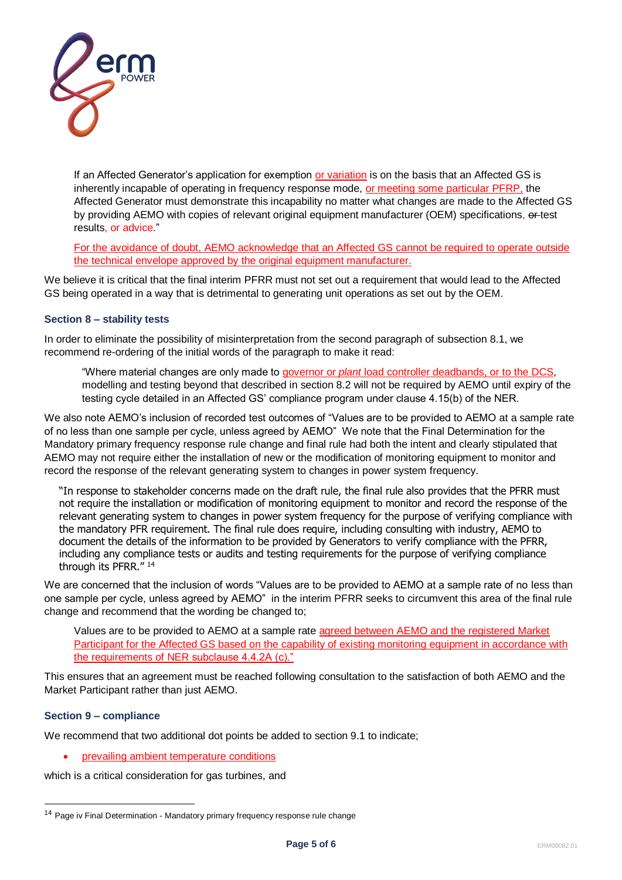> If an Affected Generator's application for exemption or variation is on the basis that an Affected GS is inherently incapable of operating in frequency response mode, or meeting some particular PFRP, the Affected Generator must demonstrate this incapability no matter what changes are made to the Affected GS by providing AEMO with copies of relevant original equipment manufacturer (OEM) specifications, ~~or~~ test results, or advice."
>
> For the avoidance of doubt, AEMO acknowledge that an Affected GS cannot be required to operate outside the technical envelope approved by the original equipment manufacturer.

We believe it is critical that the final interim PFRR must not set out a requirement that would lead to the Affected GS being operated in a way that is detrimental to generating unit operations as set out by the OEM.

### Section 8 – stability tests

In order to eliminate the possibility of misinterpretation from the second paragraph of subsection 8.1, we recommend re-ordering of the initial words of the paragraph to make it read:

> "Where material changes are only made to governor or *plant* load controller deadbands, or to the DCS, modelling and testing beyond that described in section 8.2 will not be required by AEMO until expiry of the testing cycle detailed in an Affected GS' compliance program under clause 4.15(b) of the NER.

We also note AEMO's inclusion of recorded test outcomes of "Values are to be provided to AEMO at a sample rate of no less than one sample per cycle, unless agreed by AEMO" We note that the Final Determination for the Mandatory primary frequency response rule change and final rule had both the intent and clearly stipulated that AEMO may not require either the installation of new or the modification of monitoring equipment to monitor and record the response of the relevant generating system to changes in power system frequency.

> "In response to stakeholder concerns made on the draft rule, the final rule also provides that the PFRR must not require the installation or modification of monitoring equipment to monitor and record the response of the relevant generating system to changes in power system frequency for the purpose of verifying compliance with the mandatory PFR requirement. The final rule does require, including consulting with industry, AEMO to document the details of the information to be provided by Generators to verify compliance with the PFRR, including any compliance tests or audits and testing requirements for the purpose of verifying compliance through its PFRR." [14]

We are concerned that the inclusion of words "Values are to be provided to AEMO at a sample rate of no less than one sample per cycle, unless agreed by AEMO" in the interim PFRR seeks to circumvent this area of the final rule change and recommend that the wording be changed to;

> Values are to be provided to AEMO at a sample rate agreed between AEMO and the registered Market Participant for the Affected GS based on the capability of existing monitoring equipment in accordance with the requirements of NER subclause 4.4.2A (c)."

This ensures that an agreement must be reached following consultation to the satisfaction of both AEMO and the Market Participant rather than just AEMO.

### Section 9 – compliance

We recommend that two additional dot points be added to section 9.1 to indicate;

- prevailing ambient temperature conditions

which is a critical consideration for gas turbines, and

---

[14] Page iv Final Determination - Mandatory primary frequency response rule change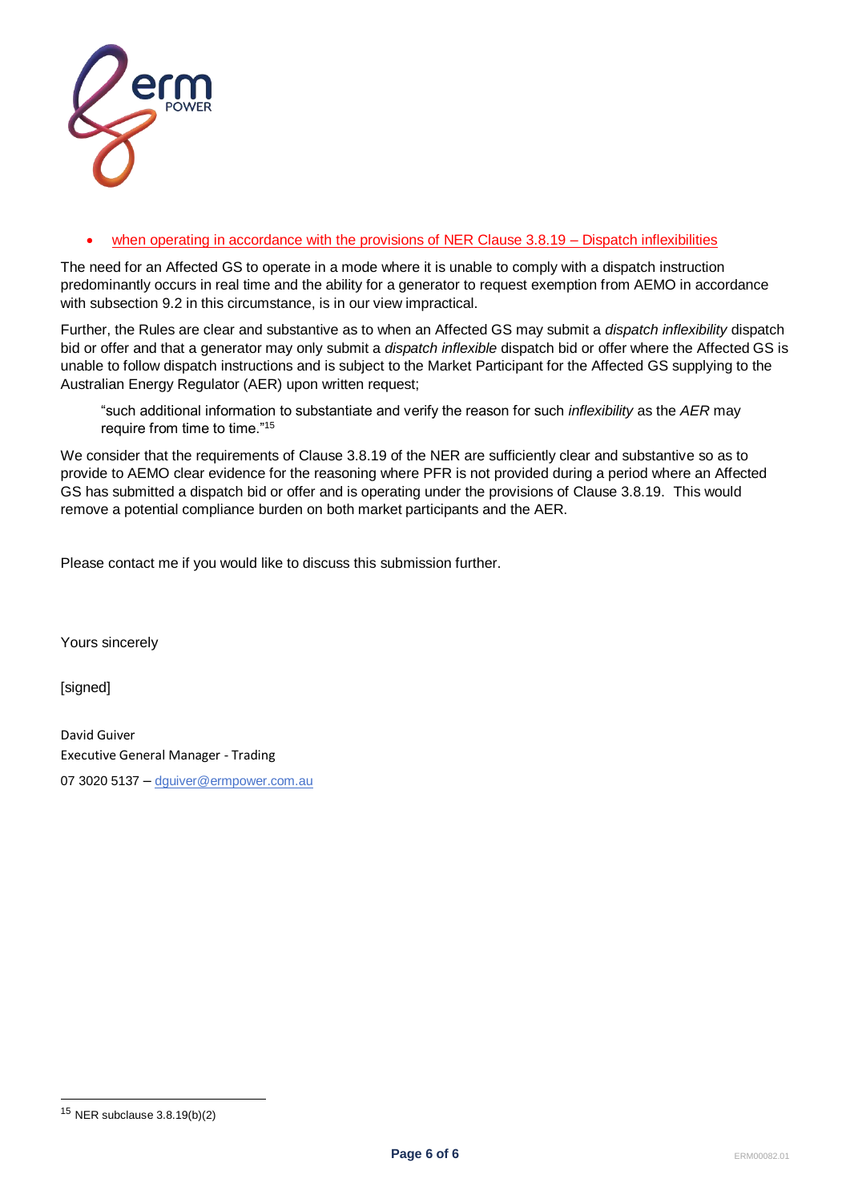- when operating in accordance with the provisions of NER Clause 3.8.19 – Dispatch inflexibilities

The need for an Affected GS to operate in a mode where it is unable to comply with a dispatch instruction predominantly occurs in real time and the ability for a generator to request exemption from AEMO in accordance with subsection 9.2 in this circumstance, is in our view impractical.

Further, the Rules are clear and substantive as to when an Affected GS may submit a *dispatch inflexibility* dispatch bid or offer and that a generator may only submit a *dispatch inflexible* dispatch bid or offer where the Affected GS is unable to follow dispatch instructions and is subject to the Market Participant for the Affected GS supplying to the Australian Energy Regulator (AER) upon written request;

> "such additional information to substantiate and verify the reason for such *inflexibility* as the *AER* may require from time to time."[15]

We consider that the requirements of Clause 3.8.19 of the NER are sufficiently clear and substantive so as to provide to AEMO clear evidence for the reasoning where PFR is not provided during a period where an Affected GS has submitted a dispatch bid or offer and is operating under the provisions of Clause 3.8.19. This would remove a potential compliance burden on both market participants and the AER.

Please contact me if you would like to discuss this submission further.

Yours sincerely

[signed]

David Guiver
Executive General Manager - Trading
07 3020 5137 – dguiver@ermpower.com.au

---

[15] NER subclause 3.8.19(b)(2)